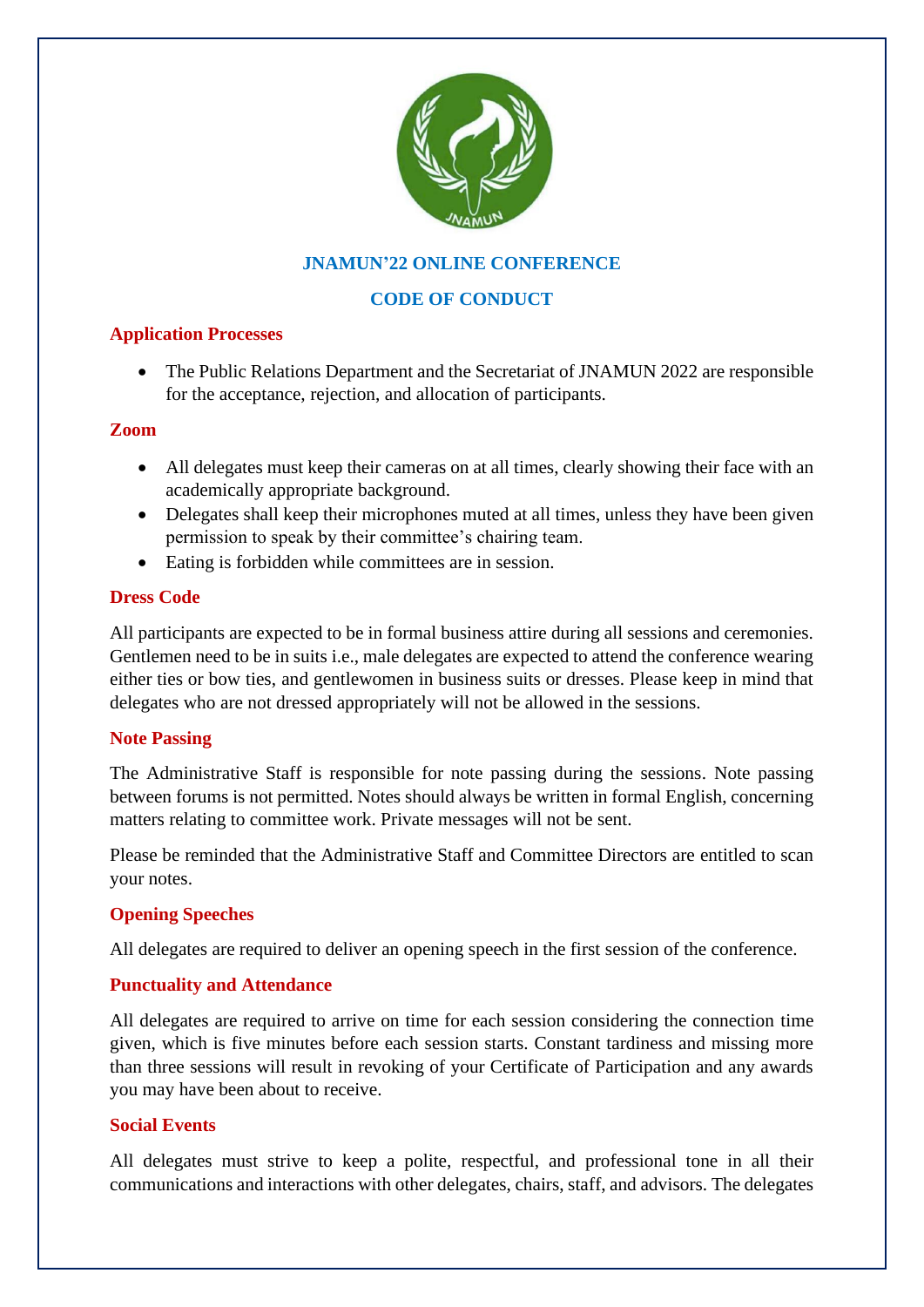# JNAMUN'22 ONLINE CONFERENCE

# CODE OF CONDUCT

## Application Processes

- The Public Relations Department and the Secretariat of JNAMUN 2022 are responsible for the acceptance, rejection, and allocation of participants.

## Zoom

- All delegates must keep their cameras on at all times, clearly showing their face with an academically appropriate background.
- Delegates shall keep their microphones muted at all times, unless they have been given permission to speak by their committee's chairing team.
- Eating is forbidden while committees are in session.

## Dress Code

All participants are expected to be in formal business attire during all sessions and ceremonies. Gentlemen need to be in suits i.e., male delegates are expected to attend the conference wearing either ties or bow ties, and gentlewomen in business suits or dresses. Please keep in mind that delegates who are not dressed appropriately will not be allowed in the sessions.

## Note Passing

The Administrative Staff is responsible for note passing during the sessions. Note passing between forums is not permitted. Notes should always be written in formal English, concerning matters relating to committee work. Private messages will not be sent.

Please be reminded that the Administrative Staff and Committee Directors are entitled to scan your notes.

## Opening Speeches

All delegates are required to deliver an opening speech in the first session of the conference.

## Punctuality and Attendance

All delegates are required to arrive on time for each session considering the connection time given, which is five minutes before each session starts. Constant tardiness and missing more than three sessions will result in revoking of your Certificate of Participation and any awards you may have been about to receive.

## Social Events

All delegates must strive to keep a polite, respectful, and professional tone in all their communications and interactions with other delegates, chairs, staff, and advisors. The delegates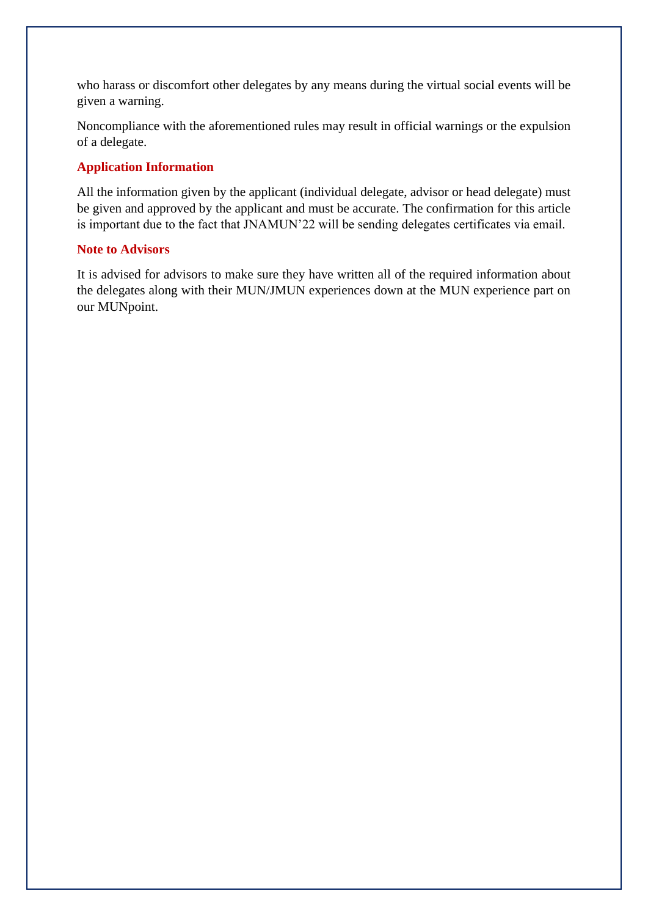who harass or discomfort other delegates by any means during the virtual social events will be given a warning.

Noncompliance with the aforementioned rules may result in official warnings or the expulsion of a delegate.

### Application Information

All the information given by the applicant (individual delegate, advisor or head delegate) must be given and approved by the applicant and must be accurate. The confirmation for this article is important due to the fact that JNAMUN'22 will be sending delegates certificates via email.

### Note to Advisors

It is advised for advisors to make sure they have written all of the required information about the delegates along with their MUN/JMUN experiences down at the MUN experience part on our MUNpoint.